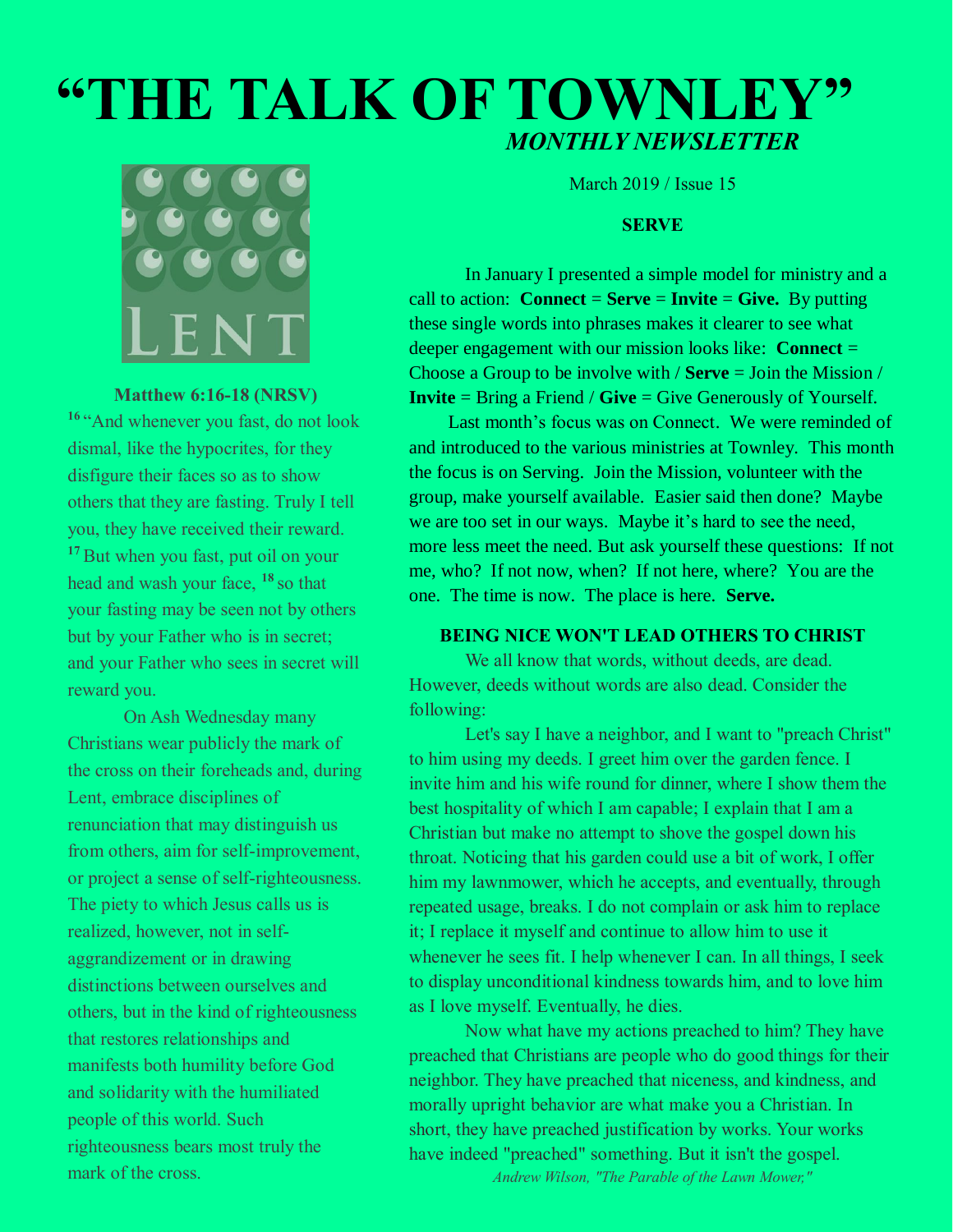# "THE TALK OF TOWNLEY"

*MONTHLY NEWSLETTER*

March 2019 / Issue 15

**Matthew 6:16-18 (NRSV)**

[16] "And whenever you fast, do not look dismal, like the hypocrites, for they disfigure their faces so as to show others that they are fasting. Truly I tell you, they have received their reward. [17] But when you fast, put oil on your head and wash your face, [18] so that your fasting may be seen not by others but by your Father who is in secret; and your Father who sees in secret will reward you.

On Ash Wednesday many Christians wear publicly the mark of the cross on their foreheads and, during Lent, embrace disciplines of renunciation that may distinguish us from others, aim for self-improvement, or project a sense of self-righteousness. The piety to which Jesus calls us is realized, however, not in self-aggrandizement or in drawing distinctions between ourselves and others, but in the kind of righteousness that restores relationships and manifests both humility before God and solidarity with the humiliated people of this world. Such righteousness bears most truly the mark of the cross.

## SERVE

In January I presented a simple model for ministry and a call to action: **Connect** = **Serve** = **Invite** = **Give.** By putting these single words into phrases makes it clearer to see what deeper engagement with our mission looks like: **Connect** = Choose a Group to be involve with / **Serve** = Join the Mission / **Invite** = Bring a Friend / **Give** = Give Generously of Yourself.

Last month's focus was on Connect. We were reminded of and introduced to the various ministries at Townley. This month the focus is on Serving. Join the Mission, volunteer with the group, make yourself available. Easier said then done? Maybe we are too set in our ways. Maybe it's hard to see the need, more less meet the need. But ask yourself these questions: If not me, who? If not now, when? If not here, where? You are the one. The time is now. The place is here. **Serve.**

## BEING NICE WON'T LEAD OTHERS TO CHRIST

We all know that words, without deeds, are dead. However, deeds without words are also dead. Consider the following:

Let's say I have a neighbor, and I want to "preach Christ" to him using my deeds. I greet him over the garden fence. I invite him and his wife round for dinner, where I show them the best hospitality of which I am capable; I explain that I am a Christian but make no attempt to shove the gospel down his throat. Noticing that his garden could use a bit of work, I offer him my lawnmower, which he accepts, and eventually, through repeated usage, breaks. I do not complain or ask him to replace it; I replace it myself and continue to allow him to use it whenever he sees fit. I help whenever I can. In all things, I seek to display unconditional kindness towards him, and to love him as I love myself. Eventually, he dies.

Now what have my actions preached to him? They have preached that Christians are people who do good things for their neighbor. They have preached that niceness, and kindness, and morally upright behavior are what make you a Christian. In short, they have preached justification by works. Your works have indeed "preached" something. But it isn't the gospel.

*Andrew Wilson, "The Parable of the Lawn Mower,"*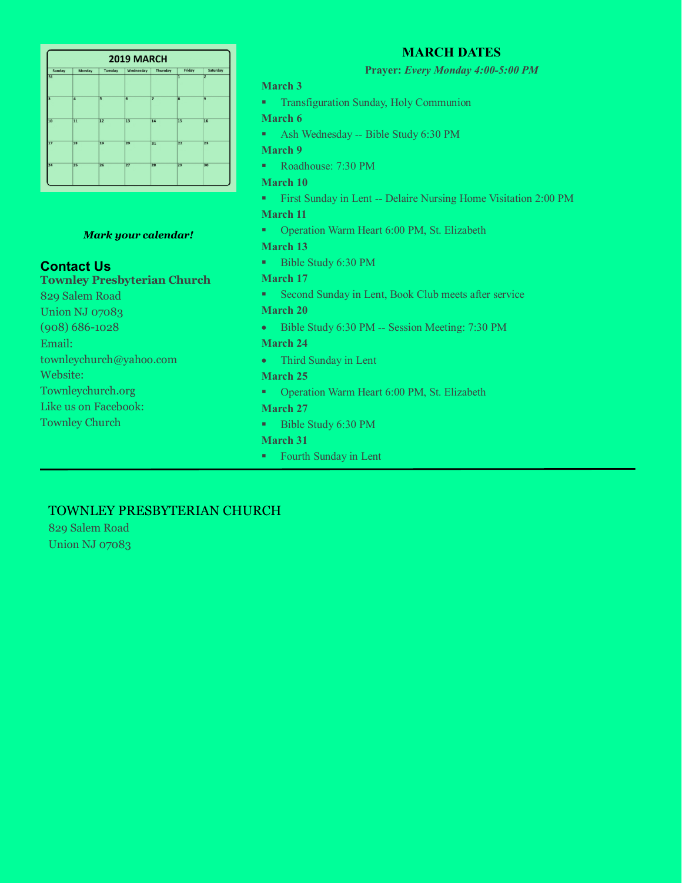*Mark your calendar!*

## Contact Us

**Townley Presbyterian Church**
829 Salem Road
Union NJ 07083
(908) 686-1028
Email:
townleychurch@yahoo.com
Website:
Townleychurch.org
Like us on Facebook:
Townley Church

## MARCH DATES

**Prayer:** ***Every Monday 4:00-5:00 PM***

**March 3**

- Transfiguration Sunday, Holy Communion

**March 6**

- Ash Wednesday -- Bible Study 6:30 PM

**March 9**

- Roadhouse: 7:30 PM

**March 10**

- First Sunday in Lent -- Delaire Nursing Home Visitation 2:00 PM

**March 11**

- Operation Warm Heart 6:00 PM, St. Elizabeth

**March 13**

- Bible Study 6:30 PM

**March 17**

- Second Sunday in Lent, Book Club meets after service

**March 20**

- Bible Study 6:30 PM -- Session Meeting: 7:30 PM

**March 24**

- Third Sunday in Lent

**March 25**

- Operation Warm Heart 6:00 PM, St. Elizabeth

**March 27**

- Bible Study 6:30 PM

**March 31**

- Fourth Sunday in Lent

---

TOWNLEY PRESBYTERIAN CHURCH
829 Salem Road
Union NJ 07083